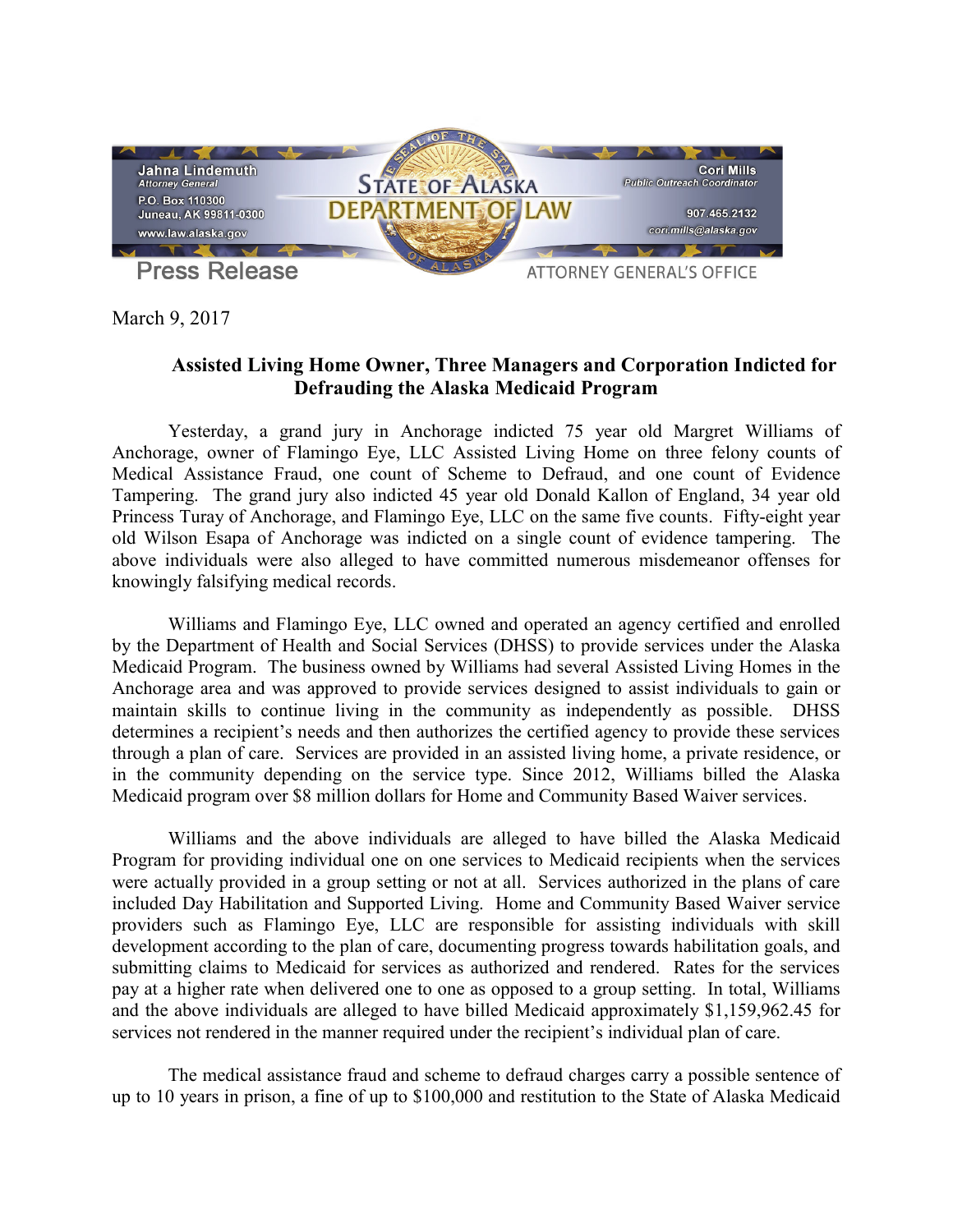Jahna Lindemuth
*Attorney General*
P.O. Box 110300
Juneau, AK 99811-0300
www.law.alaska.gov

**STATE OF ALASKA DEPARTMENT OF LAW**

Cori Mills
*Public Outreach Coordinator*
907.465.2132
cori.mills@alaska.gov

**Press Release** — ATTORNEY GENERAL'S OFFICE

March 9, 2017

## Assisted Living Home Owner, Three Managers and Corporation Indicted for Defrauding the Alaska Medicaid Program

Yesterday, a grand jury in Anchorage indicted 75 year old Margret Williams of Anchorage, owner of Flamingo Eye, LLC Assisted Living Home on three felony counts of Medical Assistance Fraud, one count of Scheme to Defraud, and one count of Evidence Tampering. The grand jury also indicted 45 year old Donald Kallon of England, 34 year old Princess Turay of Anchorage, and Flamingo Eye, LLC on the same five counts. Fifty-eight year old Wilson Esapa of Anchorage was indicted on a single count of evidence tampering. The above individuals were also alleged to have committed numerous misdemeanor offenses for knowingly falsifying medical records.

Williams and Flamingo Eye, LLC owned and operated an agency certified and enrolled by the Department of Health and Social Services (DHSS) to provide services under the Alaska Medicaid Program. The business owned by Williams had several Assisted Living Homes in the Anchorage area and was approved to provide services designed to assist individuals to gain or maintain skills to continue living in the community as independently as possible. DHSS determines a recipient's needs and then authorizes the certified agency to provide these services through a plan of care. Services are provided in an assisted living home, a private residence, or in the community depending on the service type. Since 2012, Williams billed the Alaska Medicaid program over $8 million dollars for Home and Community Based Waiver services.

Williams and the above individuals are alleged to have billed the Alaska Medicaid Program for providing individual one on one services to Medicaid recipients when the services were actually provided in a group setting or not at all. Services authorized in the plans of care included Day Habilitation and Supported Living. Home and Community Based Waiver service providers such as Flamingo Eye, LLC are responsible for assisting individuals with skill development according to the plan of care, documenting progress towards habilitation goals, and submitting claims to Medicaid for services as authorized and rendered. Rates for the services pay at a higher rate when delivered one to one as opposed to a group setting. In total, Williams and the above individuals are alleged to have billed Medicaid approximately $1,159,962.45 for services not rendered in the manner required under the recipient's individual plan of care.

The medical assistance fraud and scheme to defraud charges carry a possible sentence of up to 10 years in prison, a fine of up to $100,000 and restitution to the State of Alaska Medicaid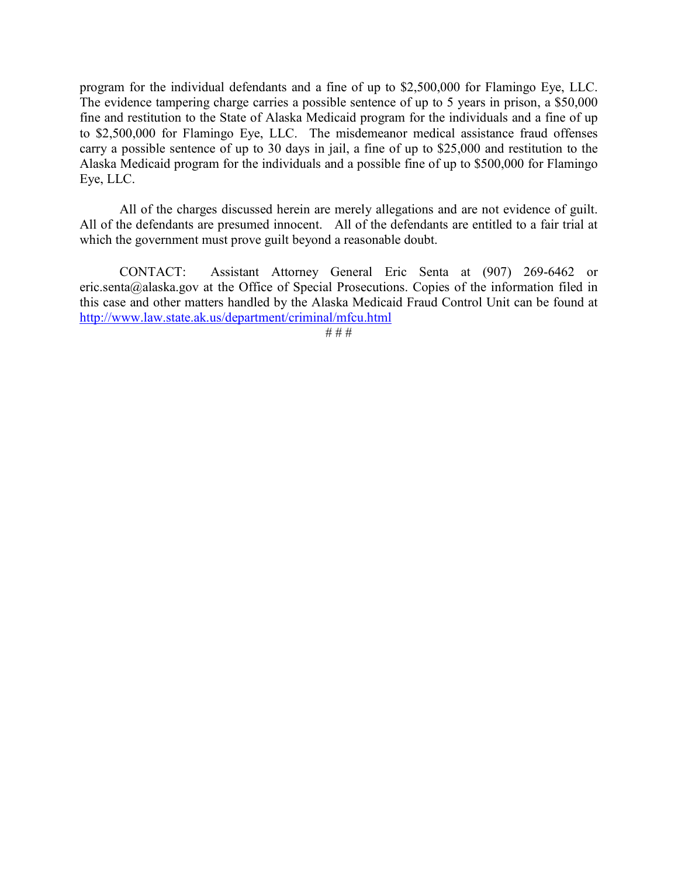program for the individual defendants and a fine of up to $2,500,000 for Flamingo Eye, LLC. The evidence tampering charge carries a possible sentence of up to 5 years in prison, a $50,000 fine and restitution to the State of Alaska Medicaid program for the individuals and a fine of up to $2,500,000 for Flamingo Eye, LLC. The misdemeanor medical assistance fraud offenses carry a possible sentence of up to 30 days in jail, a fine of up to $25,000 and restitution to the Alaska Medicaid program for the individuals and a possible fine of up to $500,000 for Flamingo Eye, LLC.

All of the charges discussed herein are merely allegations and are not evidence of guilt. All of the defendants are presumed innocent. All of the defendants are entitled to a fair trial at which the government must prove guilt beyond a reasonable doubt.

CONTACT: Assistant Attorney General Eric Senta at (907) 269-6462 or eric.senta@alaska.gov at the Office of Special Prosecutions. Copies of the information filed in this case and other matters handled by the Alaska Medicaid Fraud Control Unit can be found at [http://www.law.state.ak.us/department/criminal/mfcu.html](http://www.law.state.ak.us/department/criminal/mfcu.html)

# # #